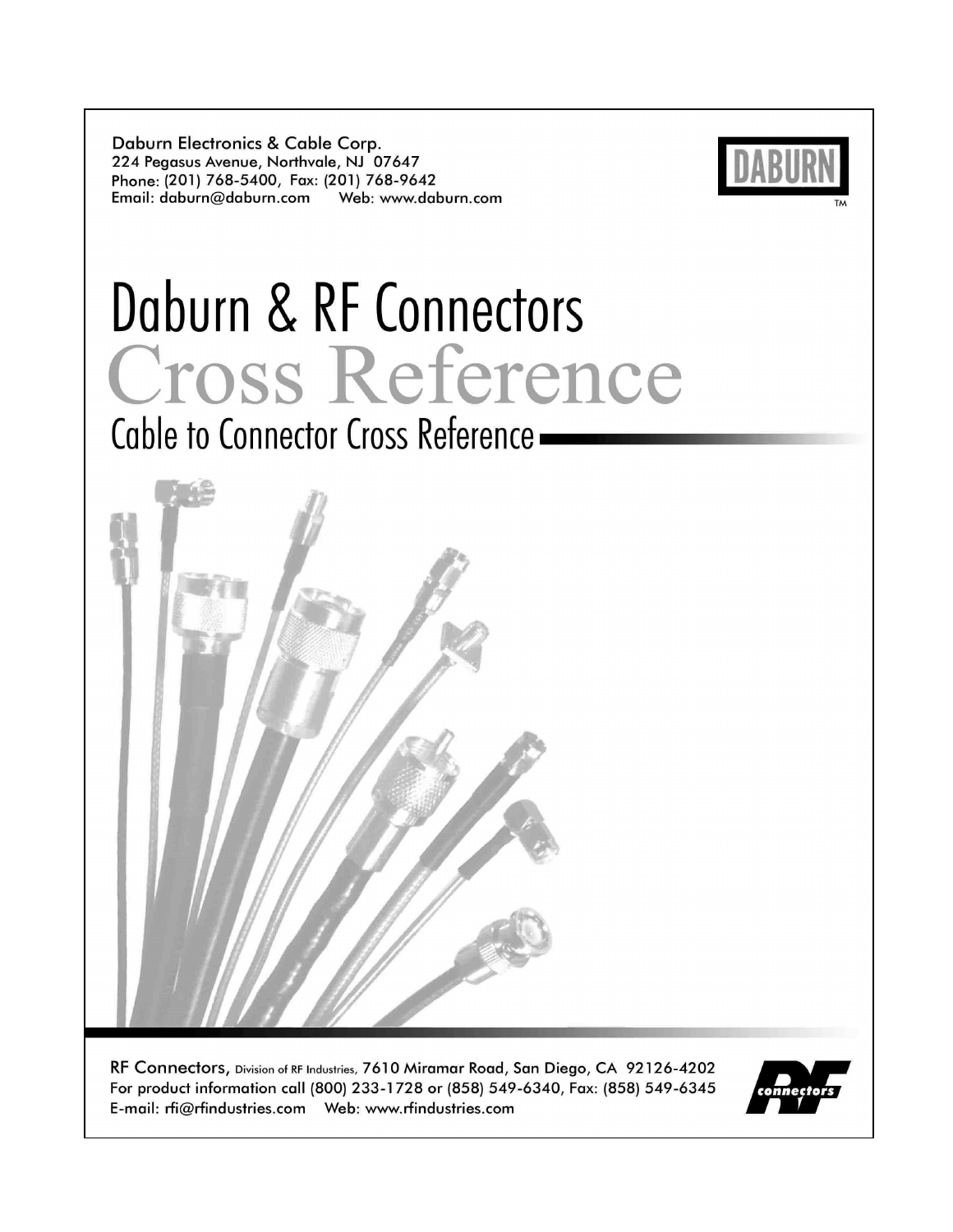Daburn Electronics & Cable Corp.
224 Pegasus Avenue, Northvale, NJ 07647
Phone: (201) 768-5400, Fax: (201) 768-9642
Email: daburn@daburn.com Web: www.daburn.com

DABURN™

# Daburn & RF Connectors

# Cross Reference

## Cable to Connector Cross Reference

RF Connectors, Division of RF Industries, 7610 Miramar Road, San Diego, CA 92126-4202
For product information call (800) 233-1728 or (858) 549-6340, Fax: (858) 549-6345
E-mail: rfi@rfindustries.com Web: www.rfindustries.com

RF connectors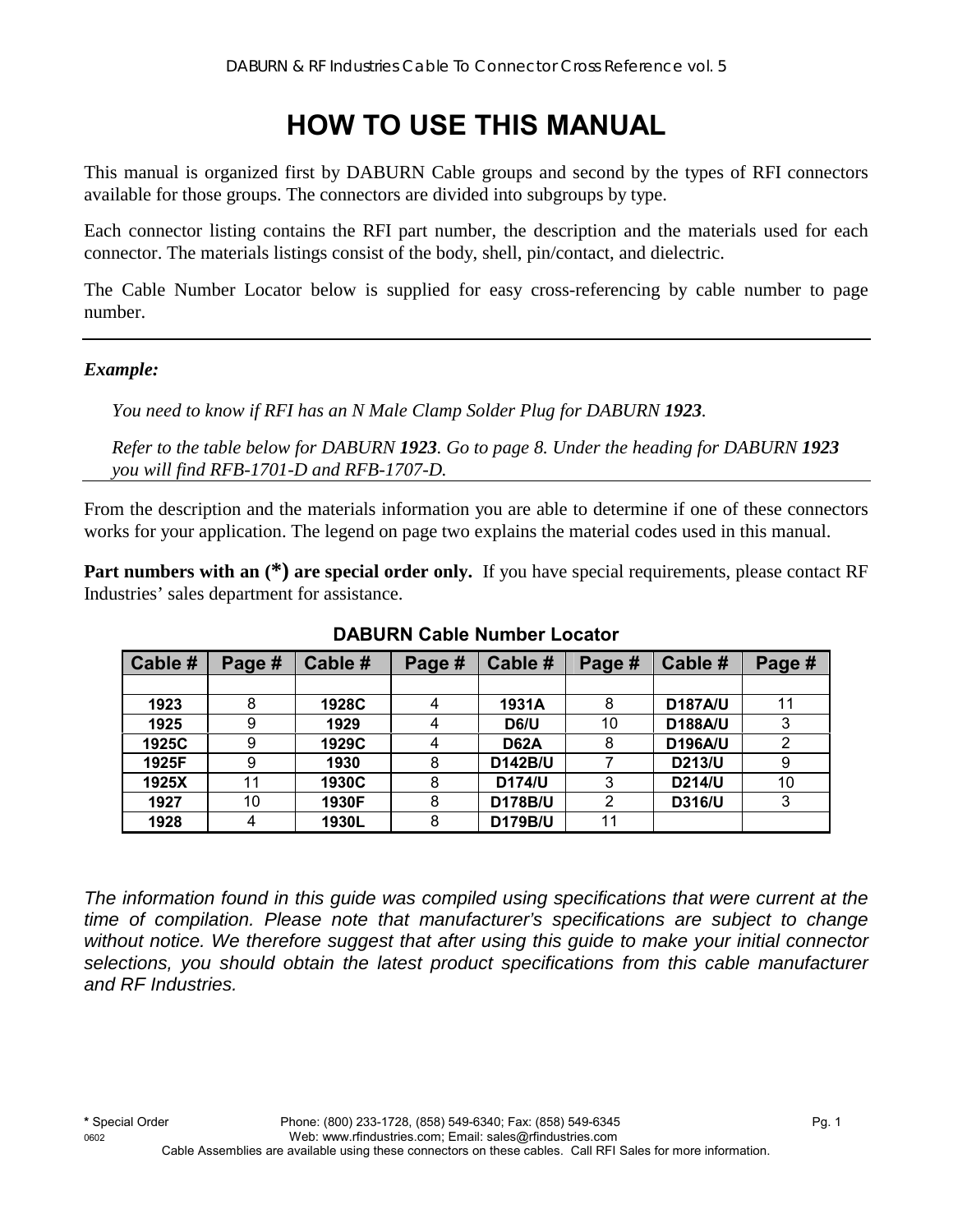# HOW TO USE THIS MANUAL

This manual is organized first by DABURN Cable groups and second by the types of RFI connectors available for those groups. The connectors are divided into subgroups by type.

Each connector listing contains the RFI part number, the description and the materials used for each connector. The materials listings consist of the body, shell, pin/contact, and dielectric.

The Cable Number Locator below is supplied for easy cross-referencing by cable number to page number.

---

***Example:***

*You need to know if RFI has an N Male Clamp Solder Plug for DABURN **1923**.*

*Refer to the table below for DABURN **1923**. Go to page 8. Under the heading for DABURN **1923** you will find RFB-1701-D and RFB-1707-D.*

---

From the description and the materials information you are able to determine if one of these connectors works for your application. The legend on page two explains the material codes used in this manual.

**Part numbers with an (*) are special order only.** If you have special requirements, please contact RF Industries' sales department for assistance.

**DABURN Cable Number Locator**

| Cable # | Page # | Cable # | Page # | Cable # | Page # | Cable # | Page # |
|---|---|---|---|---|---|---|---|
| | | | | | | | |
| **1923** | 8 | **1928C** | 4 | **1931A** | 8 | **D187A/U** | 11 |
| **1925** | 9 | **1929** | 4 | **D6/U** | 10 | **D188A/U** | 3 |
| **1925C** | 9 | **1929C** | 4 | **D62A** | 8 | **D196A/U** | 2 |
| **1925F** | 9 | **1930** | 8 | **D142B/U** | 7 | **D213/U** | 9 |
| **1925X** | 11 | **1930C** | 8 | **D174/U** | 3 | **D214/U** | 10 |
| **1927** | 10 | **1930F** | 8 | **D178B/U** | 2 | **D316/U** | 3 |
| **1928** | 4 | **1930L** | 8 | **D179B/U** | 11 | | |

*The information found in this guide was compiled using specifications that were current at the time of compilation. Please note that manufacturer's specifications are subject to change without notice. We therefore suggest that after using this guide to make your initial connector selections, you should obtain the latest product specifications from this cable manufacturer and RF Industries.*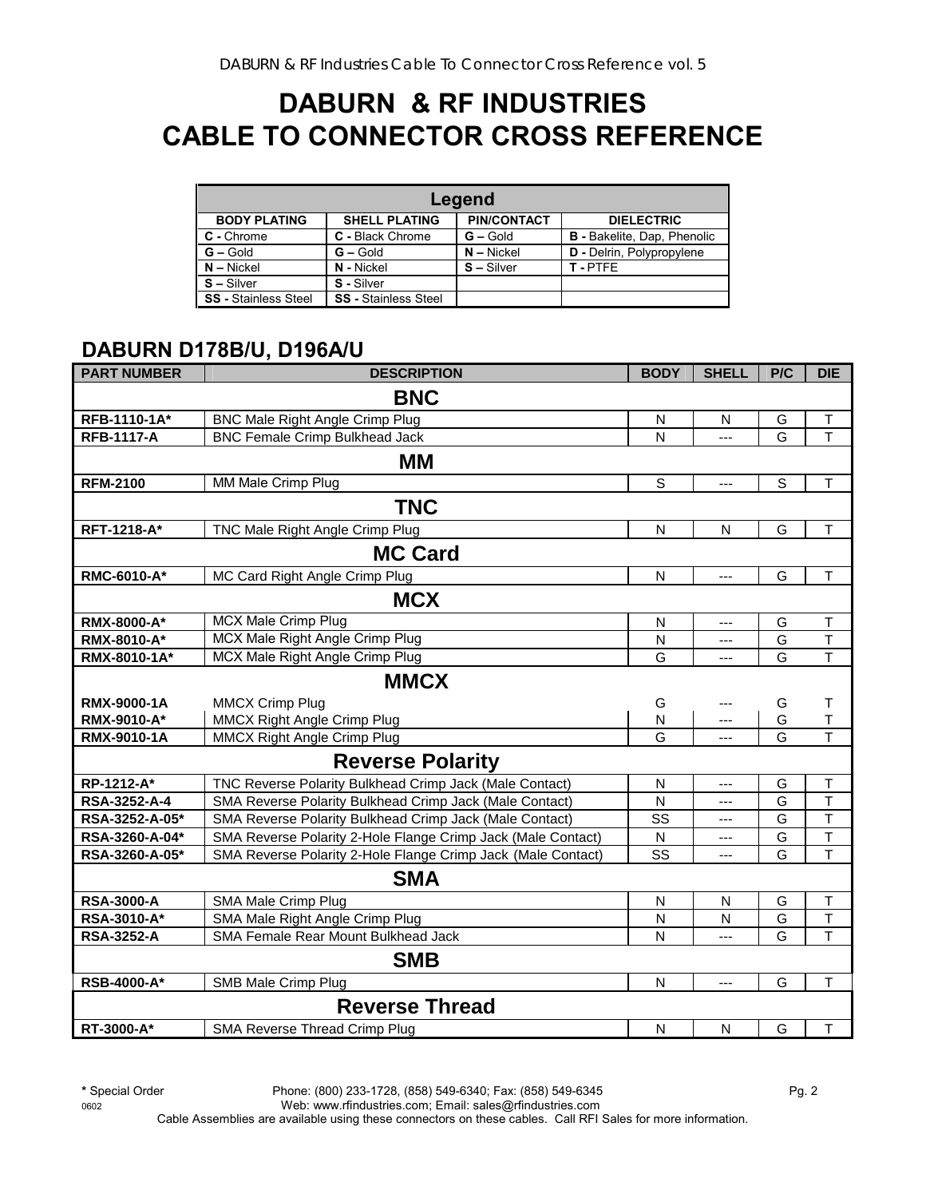# DABURN & RF INDUSTRIES
# CABLE TO CONNECTOR CROSS REFERENCE

| Legend | | | |
|---|---|---|---|
| **BODY PLATING** | **SHELL PLATING** | **PIN/CONTACT** | **DIELECTRIC** |
| **C -** Chrome | **C -** Black Chrome | **G –** Gold | **B -** Bakelite, Dap, Phenolic |
| **G –** Gold | **G –** Gold | **N –** Nickel | **D -** Delrin, Polypropylene |
| **N –** Nickel | **N -** Nickel | **S –** Silver | **T -** PTFE |
| **S –** Silver | **S -** Silver | | |
| **SS -** Stainless Steel | **SS -** Stainless Steel | | |

## DABURN D178B/U, D196A/U

| PART NUMBER | DESCRIPTION | BODY | SHELL | P/C | DIE |
|---|---|---|---|---|---|
| | **BNC** | | | | |
| **RFB-1110-1A*** | BNC Male Right Angle Crimp Plug | N | N | G | T |
| **RFB-1117-A** | BNC Female Crimp Bulkhead Jack | N | --- | G | T |
| | **MM** | | | | |
| **RFM-2100** | MM Male Crimp Plug | S | --- | S | T |
| | **TNC** | | | | |
| **RFT-1218-A*** | TNC Male Right Angle Crimp Plug | N | N | G | T |
| | **MC Card** | | | | |
| **RMC-6010-A*** | MC Card Right Angle Crimp Plug | N | --- | G | T |
| | **MCX** | | | | |
| **RMX-8000-A*** | MCX Male Crimp Plug | N | --- | G | T |
| **RMX-8010-A*** | MCX Male Right Angle Crimp Plug | N | --- | G | T |
| **RMX-8010-1A*** | MCX Male Right Angle Crimp Plug | G | --- | G | T |
| | **MMCX** | | | | |
| **RMX-9000-1A** | MMCX Crimp Plug | G | --- | G | T |
| **RMX-9010-A*** | MMCX Right Angle Crimp Plug | N | --- | G | T |
| **RMX-9010-1A** | MMCX Right Angle Crimp Plug | G | --- | G | T |
| | **Reverse Polarity** | | | | |
| **RP-1212-A*** | TNC Reverse Polarity Bulkhead Crimp Jack (Male Contact) | N | --- | G | T |
| **RSA-3252-A-4** | SMA Reverse Polarity Bulkhead Crimp Jack (Male Contact) | N | --- | G | T |
| **RSA-3252-A-05*** | SMA Reverse Polarity Bulkhead Crimp Jack (Male Contact) | SS | --- | G | T |
| **RSA-3260-A-04*** | SMA Reverse Polarity 2-Hole Flange Crimp Jack (Male Contact) | N | --- | G | T |
| **RSA-3260-A-05*** | SMA Reverse Polarity 2-Hole Flange Crimp Jack (Male Contact) | SS | --- | G | T |
| | **SMA** | | | | |
| **RSA-3000-A** | SMA Male Crimp Plug | N | N | G | T |
| **RSA-3010-A*** | SMA Male Right Angle Crimp Plug | N | N | G | T |
| **RSA-3252-A** | SMA Female Rear Mount Bulkhead Jack | N | --- | G | T |
| | **SMB** | | | | |
| **RSB-4000-A*** | SMB Male Crimp Plug | N | --- | G | T |
| | **Reverse Thread** | | | | |
| **RT-3000-A*** | SMA Reverse Thread Crimp Plug | N | N | G | T |

**\*** Special Order    Phone: (800) 233-1728, (858) 549-6340; Fax: (858) 549-6345

0602    Web: www.rfindustries.com; Email: sales@rfindustries.com

Cable Assemblies are available using these connectors on these cables. Call RFI Sales for more information.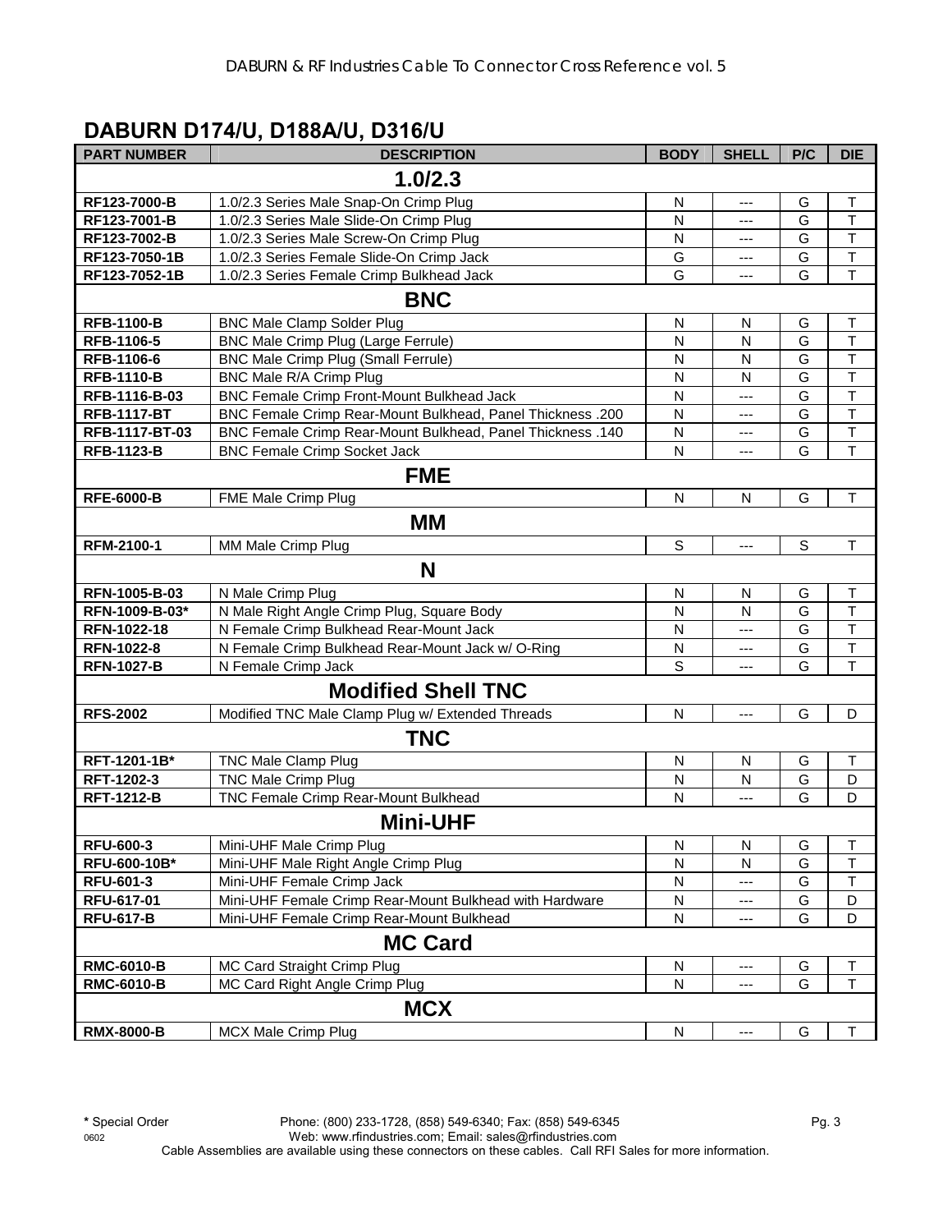## DABURN D174/U, D188A/U, D316/U

| PART NUMBER | DESCRIPTION | BODY | SHELL | P/C | DIE |
|---|---|---|---|---|---|
| **1.0/2.3** | | | | | |
| **RF123-7000-B** | 1.0/2.3 Series Male Snap-On Crimp Plug | N | --- | G | T |
| **RF123-7001-B** | 1.0/2.3 Series Male Slide-On Crimp Plug | N | --- | G | T |
| **RF123-7002-B** | 1.0/2.3 Series Male Screw-On Crimp Plug | N | --- | G | T |
| **RF123-7050-1B** | 1.0/2.3 Series Female Slide-On Crimp Jack | G | --- | G | T |
| **RF123-7052-1B** | 1.0/2.3 Series Female Crimp Bulkhead Jack | G | --- | G | T |
| **BNC** | | | | | |
| **RFB-1100-B** | BNC Male Clamp Solder Plug | N | N | G | T |
| **RFB-1106-5** | BNC Male Crimp Plug (Large Ferrule) | N | N | G | T |
| **RFB-1106-6** | BNC Male Crimp Plug (Small Ferrule) | N | N | G | T |
| **RFB-1110-B** | BNC Male R/A Crimp Plug | N | N | G | T |
| **RFB-1116-B-03** | BNC Female Crimp Front-Mount Bulkhead Jack | N | --- | G | T |
| **RFB-1117-BT** | BNC Female Crimp Rear-Mount Bulkhead, Panel Thickness .200 | N | --- | G | T |
| **RFB-1117-BT-03** | BNC Female Crimp Rear-Mount Bulkhead, Panel Thickness .140 | N | --- | G | T |
| **RFB-1123-B** | BNC Female Crimp Socket Jack | N | --- | G | T |
| **FME** | | | | | |
| **RFE-6000-B** | FME Male Crimp Plug | N | N | G | T |
| **MM** | | | | | |
| **RFM-2100-1** | MM Male Crimp Plug | S | --- | S | T |
| **N** | | | | | |
| **RFN-1005-B-03** | N Male Crimp Plug | N | N | G | T |
| **RFN-1009-B-03*** | N Male Right Angle Crimp Plug, Square Body | N | N | G | T |
| **RFN-1022-18** | N Female Crimp Bulkhead Rear-Mount Jack | N | --- | G | T |
| **RFN-1022-8** | N Female Crimp Bulkhead Rear-Mount Jack w/ O-Ring | N | --- | G | T |
| **RFN-1027-B** | N Female Crimp Jack | S | --- | G | T |
| **Modified Shell TNC** | | | | | |
| **RFS-2002** | Modified TNC Male Clamp Plug w/ Extended Threads | N | --- | G | D |
| **TNC** | | | | | |
| **RFT-1201-1B*** | TNC Male Clamp Plug | N | N | G | T |
| **RFT-1202-3** | TNC Male Crimp Plug | N | N | G | D |
| **RFT-1212-B** | TNC Female Crimp Rear-Mount Bulkhead | N | --- | G | D |
| **Mini-UHF** | | | | | |
| **RFU-600-3** | Mini-UHF Male Crimp Plug | N | N | G | T |
| **RFU-600-10B*** | Mini-UHF Male Right Angle Crimp Plug | N | N | G | T |
| **RFU-601-3** | Mini-UHF Female Crimp Jack | N | --- | G | T |
| **RFU-617-01** | Mini-UHF Female Crimp Rear-Mount Bulkhead with Hardware | N | --- | G | D |
| **RFU-617-B** | Mini-UHF Female Crimp Rear-Mount Bulkhead | N | --- | G | D |
| **MC Card** | | | | | |
| **RMC-6010-B** | MC Card Straight Crimp Plug | N | --- | G | T |
| **RMC-6010-B** | MC Card Right Angle Crimp Plug | N | --- | G | T |
| **MCX** | | | | | |
| **RMX-8000-B** | MCX Male Crimp Plug | N | --- | G | T |

**\*** Special Order

Phone: (800) 233-1728, (858) 549-6340; Fax: (858) 549-6345

0602

Web: www.rfindustries.com; Email: sales@rfindustries.com

Cable Assemblies are available using these connectors on these cables. Call RFI Sales for more information.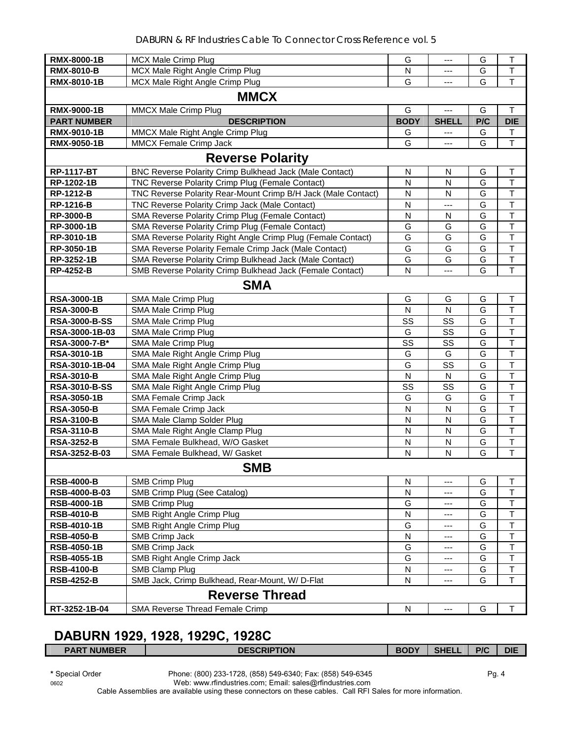| | | | | | |
|---|---|---|---|---|---|
| **RMX-8000-1B** | MCX Male Crimp Plug | G | --- | G | T |
| **RMX-8010-B** | MCX Male Right Angle Crimp Plug | N | --- | G | T |
| **RMX-8010-1B** | MCX Male Right Angle Crimp Plug | G | --- | G | T |
| | **MMCX** | | | | |
| **RMX-9000-1B** | MMCX Male Crimp Plug | G | --- | G | T |
| **PART NUMBER** | **DESCRIPTION** | **BODY** | **SHELL** | **P/C** | **DIE** |
| **RMX-9010-1B** | MMCX Male Right Angle Crimp Plug | G | --- | G | T |
| **RMX-9050-1B** | MMCX Female Crimp Jack | G | --- | G | T |
| | **Reverse Polarity** | | | | |
| **RP-1117-BT** | BNC Reverse Polarity Crimp Bulkhead Jack (Male Contact) | N | N | G | T |
| **RP-1202-1B** | TNC Reverse Polarity Crimp Plug (Female Contact) | N | N | G | T |
| **RP-1212-B** | TNC Reverse Polarity Rear-Mount Crimp B/H Jack (Male Contact) | N | N | G | T |
| **RP-1216-B** | TNC Reverse Polarity Crimp Jack (Male Contact) | N | --- | G | T |
| **RP-3000-B** | SMA Reverse Polarity Crimp Plug (Female Contact) | N | N | G | T |
| **RP-3000-1B** | SMA Reverse Polarity Crimp Plug (Female Contact) | G | G | G | T |
| **RP-3010-1B** | SMA Reverse Polarity Right Angle Crimp Plug (Female Contact) | G | G | G | T |
| **RP-3050-1B** | SMA Reverse Polarity Female Crimp Jack (Male Contact) | G | G | G | T |
| **RP-3252-1B** | SMA Reverse Polarity Crimp Bulkhead Jack (Male Contact) | G | G | G | T |
| **RP-4252-B** | SMB Reverse Polarity Crimp Bulkhead Jack (Female Contact) | N | --- | G | T |
| | **SMA** | | | | |
| **RSA-3000-1B** | SMA Male Crimp Plug | G | G | G | T |
| **RSA-3000-B** | SMA Male Crimp Plug | N | N | G | T |
| **RSA-3000-B-SS** | SMA Male Crimp Plug | SS | SS | G | T |
| **RSA-3000-1B-03** | SMA Male Crimp Plug | G | SS | G | T |
| **RSA-3000-7-B*** | SMA Male Crimp Plug | SS | SS | G | T |
| **RSA-3010-1B** | SMA Male Right Angle Crimp Plug | G | G | G | T |
| **RSA-3010-1B-04** | SMA Male Right Angle Crimp Plug | G | SS | G | T |
| **RSA-3010-B** | SMA Male Right Angle Crimp Plug | N | N | G | T |
| **RSA-3010-B-SS** | SMA Male Right Angle Crimp Plug | SS | SS | G | T |
| **RSA-3050-1B** | SMA Female Crimp Jack | G | G | G | T |
| **RSA-3050-B** | SMA Female Crimp Jack | N | N | G | T |
| **RSA-3100-B** | SMA Male Clamp Solder Plug | N | N | G | T |
| **RSA-3110-B** | SMA Male Right Angle Clamp Plug | N | N | G | T |
| **RSA-3252-B** | SMA Female Bulkhead, W/O Gasket | N | N | G | T |
| **RSA-3252-B-03** | SMA Female Bulkhead, W/ Gasket | N | N | G | T |
| | **SMB** | | | | |
| **RSB-4000-B** | SMB Crimp Plug | N | --- | G | T |
| **RSB-4000-B-03** | SMB Crimp Plug (See Catalog) | N | --- | G | T |
| **RSB-4000-1B** | SMB Crimp Plug | G | --- | G | T |
| **RSB-4010-B** | SMB Right Angle Crimp Plug | N | --- | G | T |
| **RSB-4010-1B** | SMB Right Angle Crimp Plug | G | --- | G | T |
| **RSB-4050-B** | SMB Crimp Jack | N | --- | G | T |
| **RSB-4050-1B** | SMB Crimp Jack | G | --- | G | T |
| **RSB-4055-1B** | SMB Right Angle Crimp Jack | G | --- | G | T |
| **RSB-4100-B** | SMB Clamp Plug | N | --- | G | T |
| **RSB-4252-B** | SMB Jack, Crimp Bulkhead, Rear-Mount, W/ D-Flat | N | --- | G | T |
| | **Reverse Thread** | | | | |
| **RT-3252-1B-04** | SMA Reverse Thread Female Crimp | N | --- | G | T |

## DABURN 1929, 1928, 1929C, 1928C

| PART NUMBER | DESCRIPTION | BODY | SHELL | P/C | DIE |
|---|---|---|---|---|---|

**\*** Special Order Phone: (800) 233-1728, (858) 549-6340; Fax: (858) 549-6345
0602 Web: www.rfindustries.com; Email: sales@rfindustries.com
Cable Assemblies are available using these connectors on these cables. Call RFI Sales for more information.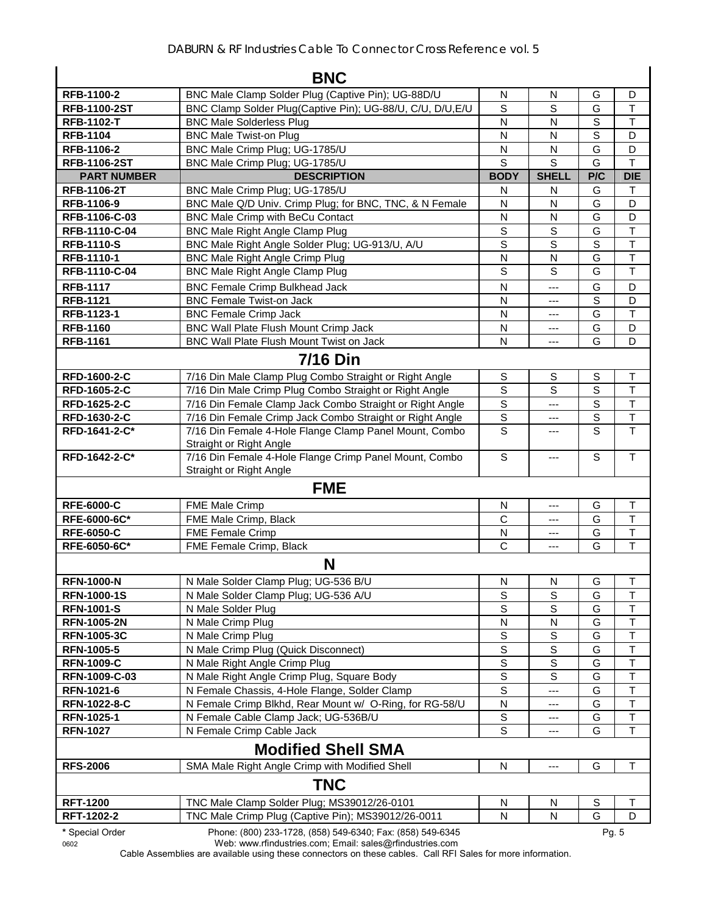| PART NUMBER | DESCRIPTION | BODY | SHELL | P/C | DIE |
|---|---|---|---|---|---|
| **BNC** | | | | | |
| **RFB-1100-2** | BNC Male Clamp Solder Plug (Captive Pin); UG-88D/U | N | N | G | D |
| **RFB-1100-2ST** | BNC Clamp Solder Plug(Captive Pin); UG-88/U, C/U, D/U,E/U | S | S | G | T |
| **RFB-1102-T** | BNC Male Solderless Plug | N | N | S | T |
| **RFB-1104** | BNC Male Twist-on Plug | N | N | S | D |
| **RFB-1106-2** | BNC Male Crimp Plug; UG-1785/U | N | N | G | D |
| **RFB-1106-2ST** | BNC Male Crimp Plug; UG-1785/U | S | S | G | T |
| **RFB-1106-2T** | BNC Male Crimp Plug; UG-1785/U | N | N | G | T |
| **RFB-1106-9** | BNC Male Q/D Univ. Crimp Plug; for BNC, TNC, & N Female | N | N | G | D |
| **RFB-1106-C-03** | BNC Male Crimp with BeCu Contact | N | N | G | D |
| **RFB-1110-C-04** | BNC Male Right Angle Clamp Plug | S | S | G | T |
| **RFB-1110-S** | BNC Male Right Angle Solder Plug; UG-913/U, A/U | S | S | S | T |
| **RFB-1110-1** | BNC Male Right Angle Crimp Plug | N | N | G | T |
| **RFB-1110-C-04** | BNC Male Right Angle Clamp Plug | S | S | G | T |
| **RFB-1117** | BNC Female Crimp Bulkhead Jack | N | --- | G | D |
| **RFB-1121** | BNC Female Twist-on Jack | N | --- | S | D |
| **RFB-1123-1** | BNC Female Crimp Jack | N | --- | G | T |
| **RFB-1160** | BNC Wall Plate Flush Mount Crimp Jack | N | --- | G | D |
| **RFB-1161** | BNC Wall Plate Flush Mount Twist on Jack | N | --- | G | D |
| **7/16 Din** | | | | | |
| **RFD-1600-2-C** | 7/16 Din Male Clamp Plug Combo Straight or Right Angle | S | S | S | T |
| **RFD-1605-2-C** | 7/16 Din Male Crimp Plug Combo Straight or Right Angle | S | S | S | T |
| **RFD-1625-2-C** | 7/16 Din Female Clamp Jack Combo Straight or Right Angle | S | --- | S | T |
| **RFD-1630-2-C** | 7/16 Din Female Crimp Jack Combo Straight or Right Angle | S | --- | S | T |
| **RFD-1641-2-C*** | 7/16 Din Female 4-Hole Flange Clamp Panel Mount, Combo Straight or Right Angle | S | --- | S | T |
| **RFD-1642-2-C*** | 7/16 Din Female 4-Hole Flange Crimp Panel Mount, Combo Straight or Right Angle | S | --- | S | T |
| **FME** | | | | | |
| **RFE-6000-C** | FME Male Crimp | N | --- | G | T |
| **RFE-6000-6C*** | FME Male Crimp, Black | C | --- | G | T |
| **RFE-6050-C** | FME Female Crimp | N | --- | G | T |
| **RFE-6050-6C*** | FME Female Crimp, Black | C | --- | G | T |
| **N** | | | | | |
| **RFN-1000-N** | N Male Solder Clamp Plug; UG-536 B/U | N | N | G | T |
| **RFN-1000-1S** | N Male Solder Clamp Plug; UG-536 A/U | S | S | G | T |
| **RFN-1001-S** | N Male Solder Plug | S | S | G | T |
| **RFN-1005-2N** | N Male Crimp Plug | N | N | G | T |
| **RFN-1005-3C** | N Male Crimp Plug | S | S | G | T |
| **RFN-1005-5** | N Male Crimp Plug (Quick Disconnect) | S | S | G | T |
| **RFN-1009-C** | N Male Right Angle Crimp Plug | S | S | G | T |
| **RFN-1009-C-03** | N Male Right Angle Crimp Plug, Square Body | S | S | G | T |
| **RFN-1021-6** | N Female Chassis, 4-Hole Flange, Solder Clamp | S | --- | G | T |
| **RFN-1022-8-C** | N Female Crimp Blkhd, Rear Mount w/ O-Ring, for RG-58/U | N | --- | G | T |
| **RFN-1025-1** | N Female Cable Clamp Jack; UG-536B/U | S | --- | G | T |
| **RFN-1027** | N Female Crimp Cable Jack | S | --- | G | T |
| **Modified Shell SMA** | | | | | |
| **RFS-2006** | SMA Male Right Angle Crimp with Modified Shell | N | --- | G | T |
| **TNC** | | | | | |
| **RFT-1200** | TNC Male Clamp Solder Plug; MS39012/26-0101 | N | N | S | T |
| **RFT-1202-2** | TNC Male Crimp Plug (Captive Pin); MS39012/26-0011 | N | N | G | D |

**\*** Special Order

Phone: (800) 233-1728, (858) 549-6340; Fax: (858) 549-6345
Web: www.rfindustries.com; Email: sales@rfindustries.com

Cable Assemblies are available using these connectors on these cables. Call RFI Sales for more information.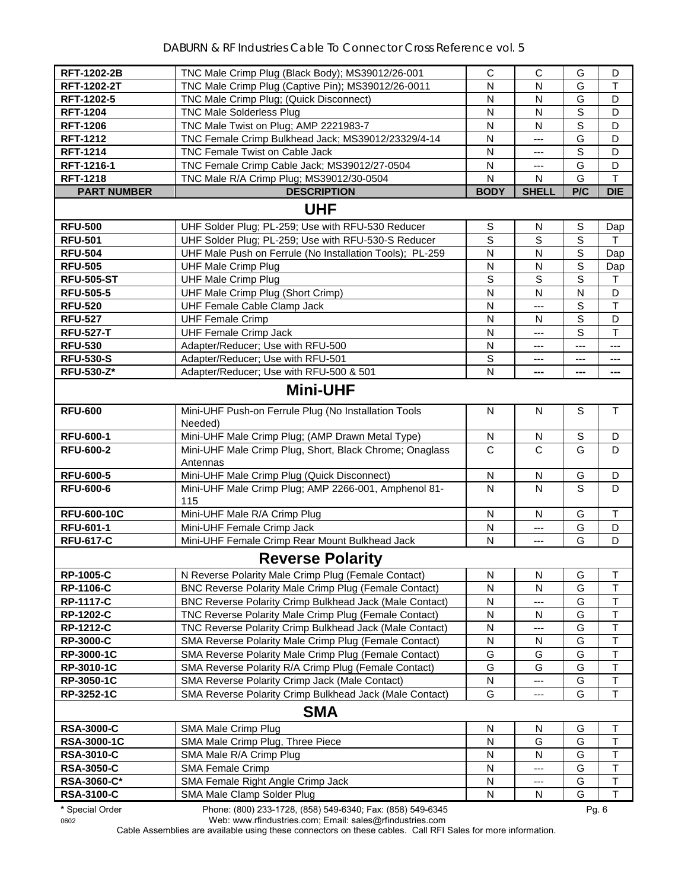| | | | | | |
|---|---|---|---|---|---|
| **RFT-1202-2B** | TNC Male Crimp Plug (Black Body); MS39012/26-001 | C | C | G | D |
| **RFT-1202-2T** | TNC Male Crimp Plug (Captive Pin); MS39012/26-0011 | N | N | G | T |
| **RFT-1202-5** | TNC Male Crimp Plug; (Quick Disconnect) | N | N | G | D |
| **RFT-1204** | TNC Male Solderless Plug | N | N | S | D |
| **RFT-1206** | TNC Male Twist on Plug; AMP 2221983-7 | N | N | S | D |
| **RFT-1212** | TNC Female Crimp Bulkhead Jack; MS39012/23329/4-14 | N | --- | G | D |
| **RFT-1214** | TNC Female Twist on Cable Jack | N | --- | S | D |
| **RFT-1216-1** | TNC Female Crimp Cable Jack; MS39012/27-0504 | N | --- | G | D |
| **RFT-1218** | TNC Male R/A Crimp Plug; MS39012/30-0504 | N | N | G | T |
| **PART NUMBER** | **DESCRIPTION** | **BODY** | **SHELL** | **P/C** | **DIE** |
| | **UHF** | | | | |
| **RFU-500** | UHF Solder Plug; PL-259; Use with RFU-530 Reducer | S | N | S | Dap |
| **RFU-501** | UHF Solder Plug; PL-259; Use with RFU-530-S Reducer | S | S | S | T |
| **RFU-504** | UHF Male Push on Ferrule (No Installation Tools); PL-259 | N | N | S | Dap |
| **RFU-505** | UHF Male Crimp Plug | N | N | S | Dap |
| **RFU-505-ST** | UHF Male Crimp Plug | S | S | S | T |
| **RFU-505-5** | UHF Male Crimp Plug (Short Crimp) | N | N | N | D |
| **RFU-520** | UHF Female Cable Clamp Jack | N | --- | S | T |
| **RFU-527** | UHF Female Crimp | N | N | S | D |
| **RFU-527-T** | UHF Female Crimp Jack | N | --- | S | T |
| **RFU-530** | Adapter/Reducer; Use with RFU-500 | N | --- | --- | --- |
| **RFU-530-S** | Adapter/Reducer; Use with RFU-501 | S | --- | --- | --- |
| **RFU-530-Z*** | Adapter/Reducer; Use with RFU-500 & 501 | N | --- | --- | --- |
| | **Mini-UHF** | | | | |
| **RFU-600** | Mini-UHF Push-on Ferrule Plug (No Installation Tools Needed) | N | N | S | T |
| **RFU-600-1** | Mini-UHF Male Crimp Plug; (AMP Drawn Metal Type) | N | N | S | D |
| **RFU-600-2** | Mini-UHF Male Crimp Plug, Short, Black Chrome; Onaglass Antennas | C | C | G | D |
| **RFU-600-5** | Mini-UHF Male Crimp Plug (Quick Disconnect) | N | N | G | D |
| **RFU-600-6** | Mini-UHF Male Crimp Plug; AMP 2266-001, Amphenol 81-115 | N | N | S | D |
| **RFU-600-10C** | Mini-UHF Male R/A Crimp Plug | N | N | G | T |
| **RFU-601-1** | Mini-UHF Female Crimp Jack | N | --- | G | D |
| **RFU-617-C** | Mini-UHF Female Crimp Rear Mount Bulkhead Jack | N | --- | G | D |
| | **Reverse Polarity** | | | | |
| **RP-1005-C** | N Reverse Polarity Male Crimp Plug (Female Contact) | N | N | G | T |
| **RP-1106-C** | BNC Reverse Polarity Male Crimp Plug (Female Contact) | N | N | G | T |
| **RP-1117-C** | BNC Reverse Polarity Crimp Bulkhead Jack (Male Contact) | N | --- | G | T |
| **RP-1202-C** | TNC Reverse Polarity Male Crimp Plug (Female Contact) | N | N | G | T |
| **RP-1212-C** | TNC Reverse Polarity Crimp Bulkhead Jack (Male Contact) | N | --- | G | T |
| **RP-3000-C** | SMA Reverse Polarity Male Crimp Plug (Female Contact) | N | N | G | T |
| **RP-3000-1C** | SMA Reverse Polarity Male Crimp Plug (Female Contact) | G | G | G | T |
| **RP-3010-1C** | SMA Reverse Polarity R/A Crimp Plug (Female Contact) | G | G | G | T |
| **RP-3050-1C** | SMA Reverse Polarity Crimp Jack (Male Contact) | N | --- | G | T |
| **RP-3252-1C** | SMA Reverse Polarity Crimp Bulkhead Jack (Male Contact) | G | --- | G | T |
| | **SMA** | | | | |
| **RSA-3000-C** | SMA Male Crimp Plug | N | N | G | T |
| **RSA-3000-1C** | SMA Male Crimp Plug, Three Piece | N | G | G | T |
| **RSA-3010-C** | SMA Male R/A Crimp Plug | N | N | G | T |
| **RSA-3050-C** | SMA Female Crimp | N | --- | G | T |
| **RSA-3060-C*** | SMA Female Right Angle Crimp Jack | N | --- | G | T |
| **RSA-3100-C** | SMA Male Clamp Solder Plug | N | N | G | T |

**\*** Special Order

Phone: (800) 233-1728, (858) 549-6340; Fax: (858) 549-6345
Web: www.rfindustries.com; Email: sales@rfindustries.com

Cable Assemblies are available using these connectors on these cables. Call RFI Sales for more information.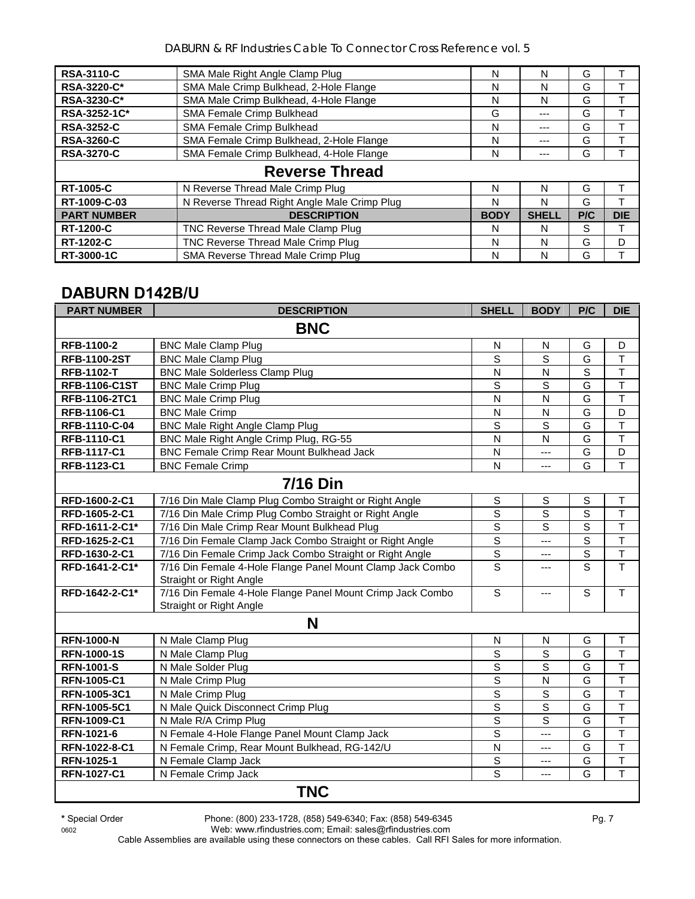| | | | | | |
|---|---|---|---|---|---|
| **RSA-3110-C** | SMA Male Right Angle Clamp Plug | N | N | G | T |
| **RSA-3220-C*** | SMA Male Crimp Bulkhead, 2-Hole Flange | N | N | G | T |
| **RSA-3230-C*** | SMA Male Crimp Bulkhead, 4-Hole Flange | N | N | G | T |
| **RSA-3252-1C*** | SMA Female Crimp Bulkhead | G | --- | G | T |
| **RSA-3252-C** | SMA Female Crimp Bulkhead | N | --- | G | T |
| **RSA-3260-C** | SMA Female Crimp Bulkhead, 2-Hole Flange | N | --- | G | T |
| **RSA-3270-C** | SMA Female Crimp Bulkhead, 4-Hole Flange | N | --- | G | T |
| | **Reverse Thread** | | | | |
| **RT-1005-C** | N Reverse Thread Male Crimp Plug | N | N | G | T |
| **RT-1009-C-03** | N Reverse Thread Right Angle Male Crimp Plug | N | N | G | T |
| **PART NUMBER** | **DESCRIPTION** | **BODY** | **SHELL** | **P/C** | **DIE** |
| **RT-1200-C** | TNC Reverse Thread Male Clamp Plug | N | N | S | T |
| **RT-1202-C** | TNC Reverse Thread Male Crimp Plug | N | N | G | D |
| **RT-3000-1C** | SMA Reverse Thread Male Crimp Plug | N | N | G | T |

## DABURN D142B/U

| PART NUMBER | DESCRIPTION | SHELL | BODY | P/C | DIE |
|---|---|---|---|---|---|
| | **BNC** | | | | |
| **RFB-1100-2** | BNC Male Clamp Plug | N | N | G | D |
| **RFB-1100-2ST** | BNC Male Clamp Plug | S | S | G | T |
| **RFB-1102-T** | BNC Male Solderless Clamp Plug | N | N | S | T |
| **RFB-1106-C1ST** | BNC Male Crimp Plug | S | S | G | T |
| **RFB-1106-2TC1** | BNC Male Crimp Plug | N | N | G | T |
| **RFB-1106-C1** | BNC Male Crimp | N | N | G | D |
| **RFB-1110-C-04** | BNC Male Right Angle Clamp Plug | S | S | G | T |
| **RFB-1110-C1** | BNC Male Right Angle Crimp Plug, RG-55 | N | N | G | T |
| **RFB-1117-C1** | BNC Female Crimp Rear Mount Bulkhead Jack | N | --- | G | D |
| **RFB-1123-C1** | BNC Female Crimp | N | --- | G | T |
| | **7/16 Din** | | | | |
| **RFD-1600-2-C1** | 7/16 Din Male Clamp Plug Combo Straight or Right Angle | S | S | S | T |
| **RFD-1605-2-C1** | 7/16 Din Male Crimp Plug Combo Straight or Right Angle | S | S | S | T |
| **RFD-1611-2-C1*** | 7/16 Din Male Crimp Rear Mount Bulkhead Plug | S | S | S | T |
| **RFD-1625-2-C1** | 7/16 Din Female Clamp Jack Combo Straight or Right Angle | S | --- | S | T |
| **RFD-1630-2-C1** | 7/16 Din Female Crimp Jack Combo Straight or Right Angle | S | --- | S | T |
| **RFD-1641-2-C1*** | 7/16 Din Female 4-Hole Flange Panel Mount Clamp Jack Combo Straight or Right Angle | S | --- | S | T |
| **RFD-1642-2-C1*** | 7/16 Din Female 4-Hole Flange Panel Mount Crimp Jack Combo Straight or Right Angle | S | --- | S | T |
| | **N** | | | | |
| **RFN-1000-N** | N Male Clamp Plug | N | N | G | T |
| **RFN-1000-1S** | N Male Clamp Plug | S | S | G | T |
| **RFN-1001-S** | N Male Solder Plug | S | S | G | T |
| **RFN-1005-C1** | N Male Crimp Plug | S | N | G | T |
| **RFN-1005-3C1** | N Male Crimp Plug | S | S | G | T |
| **RFN-1005-5C1** | N Male Quick Disconnect Crimp Plug | S | S | G | T |
| **RFN-1009-C1** | N Male R/A Crimp Plug | S | S | G | T |
| **RFN-1021-6** | N Female 4-Hole Flange Panel Mount Clamp Jack | S | --- | G | T |
| **RFN-1022-8-C1** | N Female Crimp, Rear Mount Bulkhead, RG-142/U | N | --- | G | T |
| **RFN-1025-1** | N Female Clamp Jack | S | --- | G | T |
| **RFN-1027-C1** | N Female Crimp Jack | S | --- | G | T |
| | **TNC** | | | | |

**\*** Special Order    Phone: (800) 233-1728, (858) 549-6340; Fax: (858) 549-6345
0602    Web: www.rfindustries.com; Email: sales@rfindustries.com
Cable Assemblies are available using these connectors on these cables. Call RFI Sales for more information.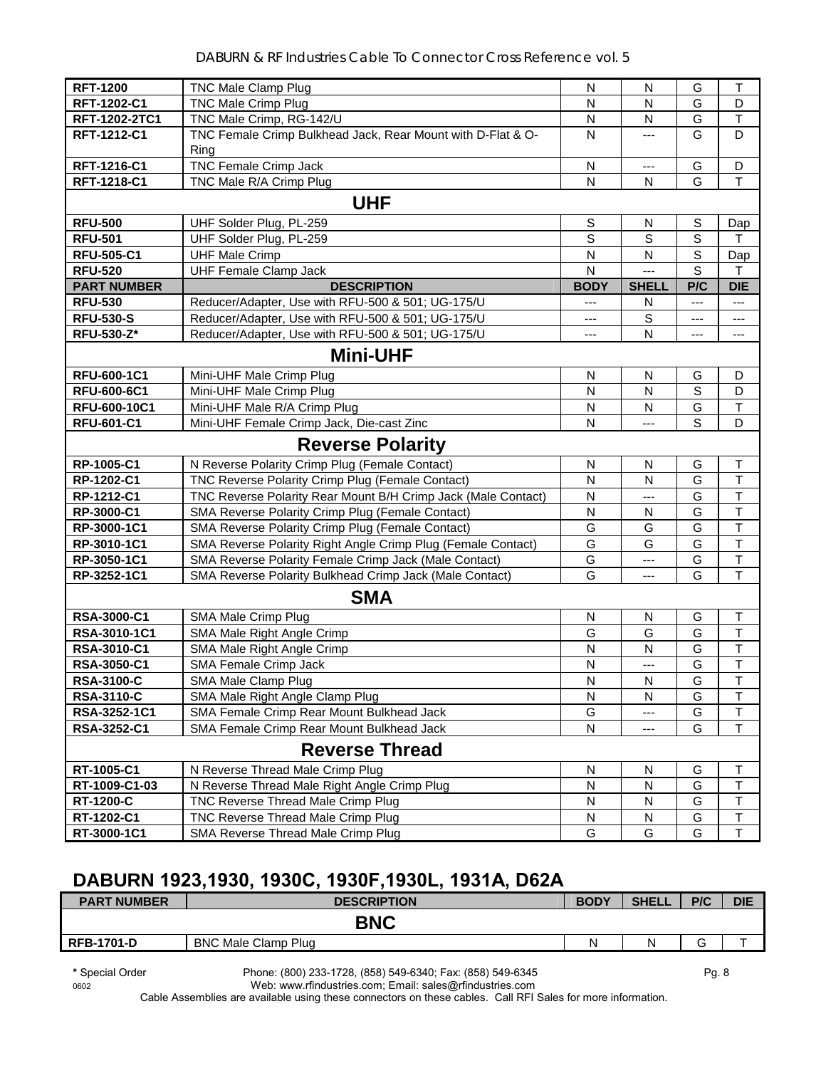| | | | | | |
|---|---|---|---|---|---|
| **RFT-1200** | TNC Male Clamp Plug | N | N | G | T |
| **RFT-1202-C1** | TNC Male Crimp Plug | N | N | G | D |
| **RFT-1202-2TC1** | TNC Male Crimp, RG-142/U | N | N | G | T |
| **RFT-1212-C1** | TNC Female Crimp Bulkhead Jack, Rear Mount with D-Flat & O-Ring | N | --- | G | D |
| **RFT-1216-C1** | TNC Female Crimp Jack | N | --- | G | D |
| **RFT-1218-C1** | TNC Male R/A Crimp Plug | N | N | G | T |
| | **UHF** | | | | |
| **RFU-500** | UHF Solder Plug, PL-259 | S | N | S | Dap |
| **RFU-501** | UHF Solder Plug, PL-259 | S | S | S | T |
| **RFU-505-C1** | UHF Male Crimp | N | N | S | Dap |
| **RFU-520** | UHF Female Clamp Jack | N | --- | S | T |
| **PART NUMBER** | **DESCRIPTION** | **BODY** | **SHELL** | **P/C** | **DIE** |
| **RFU-530** | Reducer/Adapter, Use with RFU-500 & 501; UG-175/U | --- | N | --- | --- |
| **RFU-530-S** | Reducer/Adapter, Use with RFU-500 & 501; UG-175/U | --- | S | --- | --- |
| **RFU-530-Z*** | Reducer/Adapter, Use with RFU-500 & 501; UG-175/U | --- | N | --- | --- |
| | **Mini-UHF** | | | | |
| **RFU-600-1C1** | Mini-UHF Male Crimp Plug | N | N | G | D |
| **RFU-600-6C1** | Mini-UHF Male Crimp Plug | N | N | S | D |
| **RFU-600-10C1** | Mini-UHF Male R/A Crimp Plug | N | N | G | T |
| **RFU-601-C1** | Mini-UHF Female Crimp Jack, Die-cast Zinc | N | --- | S | D |
| | **Reverse Polarity** | | | | |
| **RP-1005-C1** | N Reverse Polarity Crimp Plug (Female Contact) | N | N | G | T |
| **RP-1202-C1** | TNC Reverse Polarity Crimp Plug (Female Contact) | N | N | G | T |
| **RP-1212-C1** | TNC Reverse Polarity Rear Mount B/H Crimp Jack (Male Contact) | N | --- | G | T |
| **RP-3000-C1** | SMA Reverse Polarity Crimp Plug (Female Contact) | N | N | G | T |
| **RP-3000-1C1** | SMA Reverse Polarity Crimp Plug (Female Contact) | G | G | G | T |
| **RP-3010-1C1** | SMA Reverse Polarity Right Angle Crimp Plug (Female Contact) | G | G | G | T |
| **RP-3050-1C1** | SMA Reverse Polarity Female Crimp Jack (Male Contact) | G | --- | G | T |
| **RP-3252-1C1** | SMA Reverse Polarity Bulkhead Crimp Jack (Male Contact) | G | --- | G | T |
| | **SMA** | | | | |
| **RSA-3000-C1** | SMA Male Crimp Plug | N | N | G | T |
| **RSA-3010-1C1** | SMA Male Right Angle Crimp | G | G | G | T |
| **RSA-3010-C1** | SMA Male Right Angle Crimp | N | N | G | T |
| **RSA-3050-C1** | SMA Female Crimp Jack | N | --- | G | T |
| **RSA-3100-C** | SMA Male Clamp Plug | N | N | G | T |
| **RSA-3110-C** | SMA Male Right Angle Clamp Plug | N | N | G | T |
| **RSA-3252-1C1** | SMA Female Crimp Rear Mount Bulkhead Jack | G | --- | G | T |
| **RSA-3252-C1** | SMA Female Crimp Rear Mount Bulkhead Jack | N | --- | G | T |
| | **Reverse Thread** | | | | |
| **RT-1005-C1** | N Reverse Thread Male Crimp Plug | N | N | G | T |
| **RT-1009-C1-03** | N Reverse Thread Male Right Angle Crimp Plug | N | N | G | T |
| **RT-1200-C** | TNC Reverse Thread Male Crimp Plug | N | N | G | T |
| **RT-1202-C1** | TNC Reverse Thread Male Crimp Plug | N | N | G | T |
| **RT-3000-1C1** | SMA Reverse Thread Male Crimp Plug | G | G | G | T |

## DABURN 1923,1930, 1930C, 1930F,1930L, 1931A, D62A

| PART NUMBER | DESCRIPTION | BODY | SHELL | P/C | DIE |
|---|---|---|---|---|---|
| | **BNC** | | | | |
| **RFB-1701-D** | BNC Male Clamp Plug | N | N | G | T |

**\*** Special Order

Phone: (800) 233-1728, (858) 549-6340; Fax: (858) 549-6345
Web: www.rfindustries.com; Email: sales@rfindustries.com

Cable Assemblies are available using these connectors on these cables. Call RFI Sales for more information.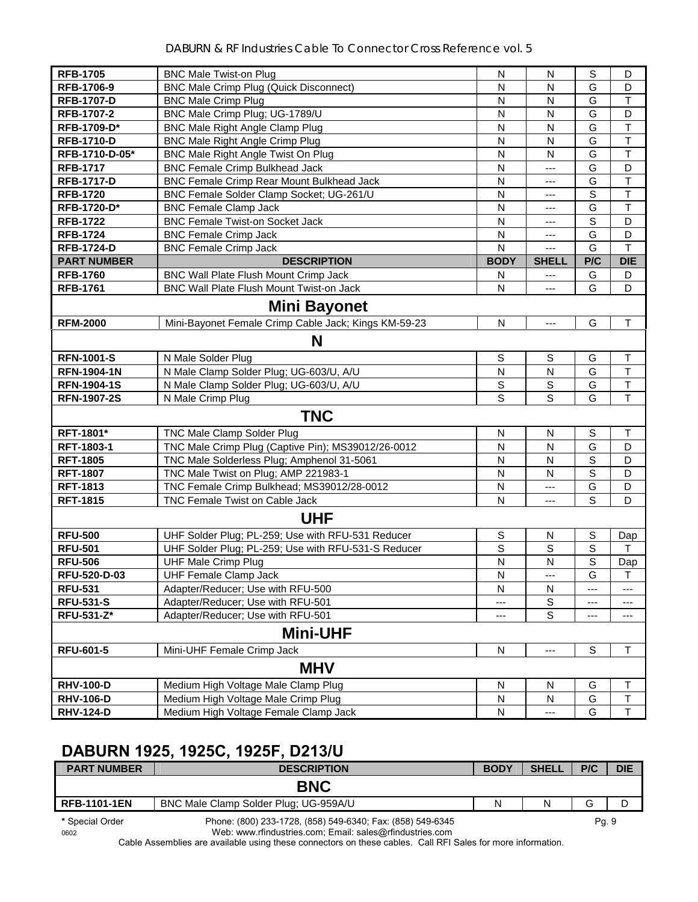| | | | | | |
|---|---|---|---|---|---|
| **RFB-1705** | BNC Male Twist-on Plug | N | N | S | D |
| **RFB-1706-9** | BNC Male Crimp Plug (Quick Disconnect) | N | N | G | D |
| **RFB-1707-D** | BNC Male Crimp Plug | N | N | G | T |
| **RFB-1707-2** | BNC Male Crimp Plug; UG-1789/U | N | N | G | D |
| **RFB-1709-D*** | BNC Male Right Angle Clamp Plug | N | N | G | T |
| **RFB-1710-D** | BNC Male Right Angle Crimp Plug | N | N | G | T |
| **RFB-1710-D-05*** | BNC Male Right Angle Twist On Plug | N | N | G | T |
| **RFB-1717** | BNC Female Crimp Bulkhead Jack | N | --- | G | D |
| **RFB-1717-D** | BNC Female Crimp Rear Mount Bulkhead Jack | N | --- | G | T |
| **RFB-1720** | BNC Female Solder Clamp Socket; UG-261/U | N | --- | S | T |
| **RFB-1720-D*** | BNC Female Clamp Jack | N | --- | G | T |
| **RFB-1722** | BNC Female Twist-on Socket Jack | N | --- | S | D |
| **RFB-1724** | BNC Female Crimp Jack | N | --- | G | D |
| **RFB-1724-D** | BNC Female Crimp Jack | N | --- | G | T |
| **PART NUMBER** | **DESCRIPTION** | **BODY** | **SHELL** | **P/C** | **DIE** |
| **RFB-1760** | BNC Wall Plate Flush Mount Crimp Jack | N | --- | G | D |
| **RFB-1761** | BNC Wall Plate Flush Mount Twist-on Jack | N | --- | G | D |
| | **Mini Bayonet** | | | | |
| **RFM-2000** | Mini-Bayonet Female Crimp Cable Jack; Kings KM-59-23 | N | --- | G | T |
| | **N** | | | | |
| **RFN-1001-S** | N Male Solder Plug | S | S | G | T |
| **RFN-1904-1N** | N Male Clamp Solder Plug; UG-603/U, A/U | N | N | G | T |
| **RFN-1904-1S** | N Male Clamp Solder Plug; UG-603/U, A/U | S | S | G | T |
| **RFN-1907-2S** | N Male Crimp Plug | S | S | G | T |
| | **TNC** | | | | |
| **RFT-1801*** | TNC Male Clamp Solder Plug | N | N | S | T |
| **RFT-1803-1** | TNC Male Crimp Plug (Captive Pin); MS39012/26-0012 | N | N | G | D |
| **RFT-1805** | TNC Male Solderless Plug; Amphenol 31-5061 | N | N | S | D |
| **RFT-1807** | TNC Male Twist on Plug; AMP 221983-1 | N | N | S | D |
| **RFT-1813** | TNC Female Crimp Bulkhead; MS39012/28-0012 | N | --- | G | D |
| **RFT-1815** | TNC Female Twist on Cable Jack | N | --- | S | D |
| | **UHF** | | | | |
| **RFU-500** | UHF Solder Plug; PL-259; Use with RFU-531 Reducer | S | N | S | Dap |
| **RFU-501** | UHF Solder Plug; PL-259; Use with RFU-531-S Reducer | S | S | S | T |
| **RFU-506** | UHF Male Crimp Plug | N | N | S | Dap |
| **RFU-520-D-03** | UHF Female Clamp Jack | N | --- | G | T |
| **RFU-531** | Adapter/Reducer; Use with RFU-500 | N | N | --- | --- |
| **RFU-531-S** | Adapter/Reducer; Use with RFU-501 | --- | S | --- | --- |
| **RFU-531-Z*** | Adapter/Reducer; Use with RFU-501 | --- | S | --- | --- |
| | **Mini-UHF** | | | | |
| **RFU-601-5** | Mini-UHF Female Crimp Jack | N | --- | S | T |
| | **MHV** | | | | |
| **RHV-100-D** | Medium High Voltage Male Clamp Plug | N | N | G | T |
| **RHV-106-D** | Medium High Voltage Male Crimp Plug | N | N | G | T |
| **RHV-124-D** | Medium High Voltage Female Clamp Jack | N | --- | G | T |

## DABURN 1925, 1925C, 1925F, D213/U

| PART NUMBER | DESCRIPTION | BODY | SHELL | P/C | DIE |
|---|---|---|---|---|---|
| | **BNC** | | | | |
| **RFB-1101-1EN** | BNC Male Clamp Solder Plug; UG-959A/U | N | N | G | D |

**\*** Special Order

Phone: (800) 233-1728, (858) 549-6340; Fax: (858) 549-6345
Web: www.rfindustries.com; Email: sales@rfindustries.com

0602

Cable Assemblies are available using these connectors on these cables. Call RFI Sales for more information.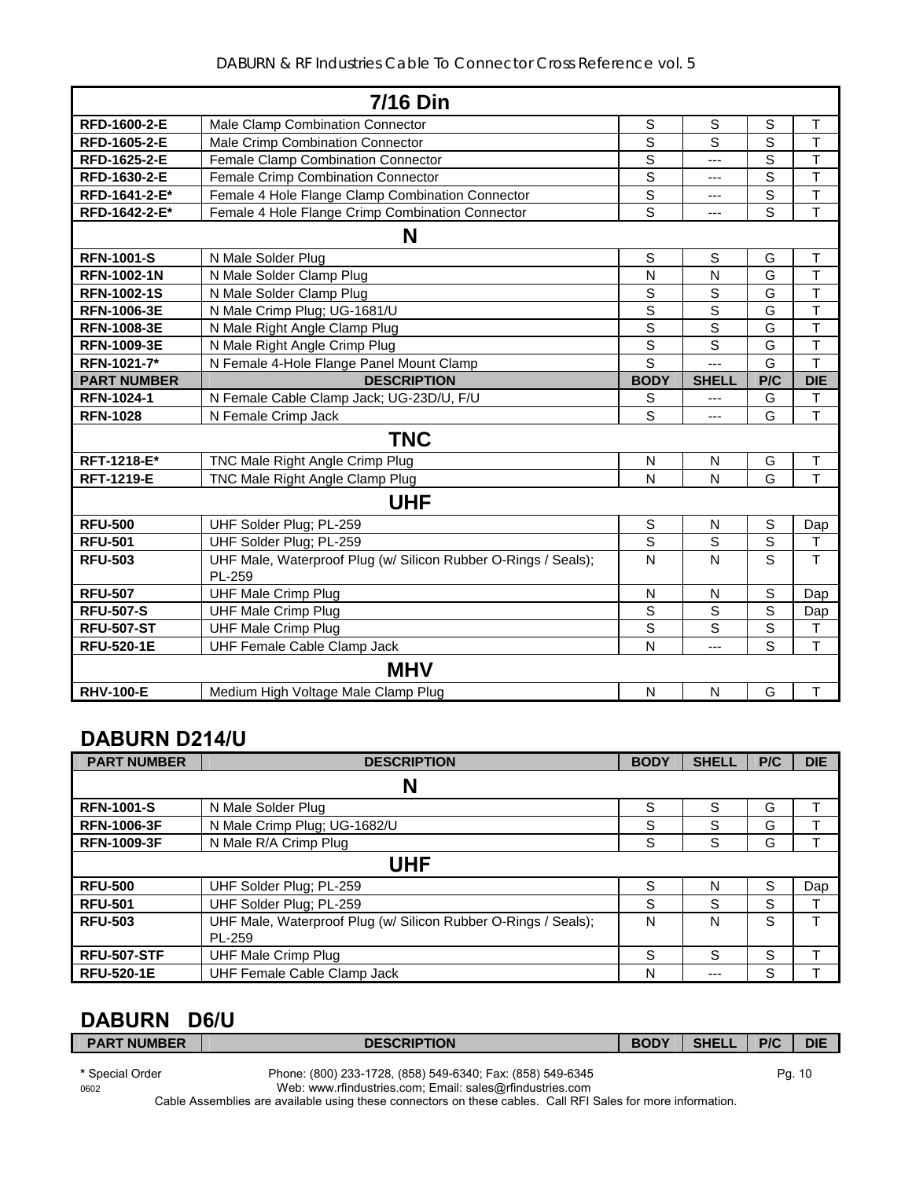| | | | | | |
|---|---|---|---|---|---|
| **7/16 Din** | | | | | |
| **RFD-1600-2-E** | Male Clamp Combination Connector | S | S | S | T |
| **RFD-1605-2-E** | Male Crimp Combination Connector | S | S | S | T |
| **RFD-1625-2-E** | Female Clamp Combination Connector | S | --- | S | T |
| **RFD-1630-2-E** | Female Crimp Combination Connector | S | --- | S | T |
| **RFD-1641-2-E*** | Female 4 Hole Flange Clamp Combination Connector | S | --- | S | T |
| **RFD-1642-2-E*** | Female 4 Hole Flange Crimp Combination Connector | S | --- | S | T |
| **N** | | | | | |
| **RFN-1001-S** | N Male Solder Plug | S | S | G | T |
| **RFN-1002-1N** | N Male Solder Clamp Plug | N | N | G | T |
| **RFN-1002-1S** | N Male Solder Clamp Plug | S | S | G | T |
| **RFN-1006-3E** | N Male Crimp Plug; UG-1681/U | S | S | G | T |
| **RFN-1008-3E** | N Male Right Angle Clamp Plug | S | S | G | T |
| **RFN-1009-3E** | N Male Right Angle Crimp Plug | S | S | G | T |
| **RFN-1021-7*** | N Female 4-Hole Flange Panel Mount Clamp | S | --- | G | T |
| **PART NUMBER** | **DESCRIPTION** | **BODY** | **SHELL** | **P/C** | **DIE** |
| **RFN-1024-1** | N Female Cable Clamp Jack; UG-23D/U, F/U | S | --- | G | T |
| **RFN-1028** | N Female Crimp Jack | S | --- | G | T |
| **TNC** | | | | | |
| **RFT-1218-E*** | TNC Male Right Angle Crimp Plug | N | N | G | T |
| **RFT-1219-E** | TNC Male Right Angle Clamp Plug | N | N | G | T |
| **UHF** | | | | | |
| **RFU-500** | UHF Solder Plug; PL-259 | S | N | S | Dap |
| **RFU-501** | UHF Solder Plug; PL-259 | S | S | S | T |
| **RFU-503** | UHF Male, Waterproof Plug (w/ Silicon Rubber O-Rings / Seals); PL-259 | N | N | S | T |
| **RFU-507** | UHF Male Crimp Plug | N | N | S | Dap |
| **RFU-507-S** | UHF Male Crimp Plug | S | S | S | Dap |
| **RFU-507-ST** | UHF Male Crimp Plug | S | S | S | T |
| **RFU-520-1E** | UHF Female Cable Clamp Jack | N | --- | S | T |
| **MHV** | | | | | |
| **RHV-100-E** | Medium High Voltage Male Clamp Plug | N | N | G | T |

## DABURN D214/U

| PART NUMBER | DESCRIPTION | BODY | SHELL | P/C | DIE |
|---|---|---|---|---|---|
| **N** | | | | | |
| **RFN-1001-S** | N Male Solder Plug | S | S | G | T |
| **RFN-1006-3F** | N Male Crimp Plug; UG-1682/U | S | S | G | T |
| **RFN-1009-3F** | N Male R/A Crimp Plug | S | S | G | T |
| **UHF** | | | | | |
| **RFU-500** | UHF Solder Plug; PL-259 | S | N | S | Dap |
| **RFU-501** | UHF Solder Plug; PL-259 | S | S | S | T |
| **RFU-503** | UHF Male, Waterproof Plug (w/ Silicon Rubber O-Rings / Seals); PL-259 | N | N | S | T |
| **RFU-507-STF** | UHF Male Crimp Plug | S | S | S | T |
| **RFU-520-1E** | UHF Female Cable Clamp Jack | N | --- | S | T |

## DABURN D6/U

| PART NUMBER | DESCRIPTION | BODY | SHELL | P/C | DIE |
|---|---|---|---|---|---|

* Special Order
Phone: (800) 233-1728, (858) 549-6340; Fax: (858) 549-6345
Web: www.rfindustries.com; Email: sales@rfindustries.com
Cable Assemblies are available using these connectors on these cables. Call RFI Sales for more information.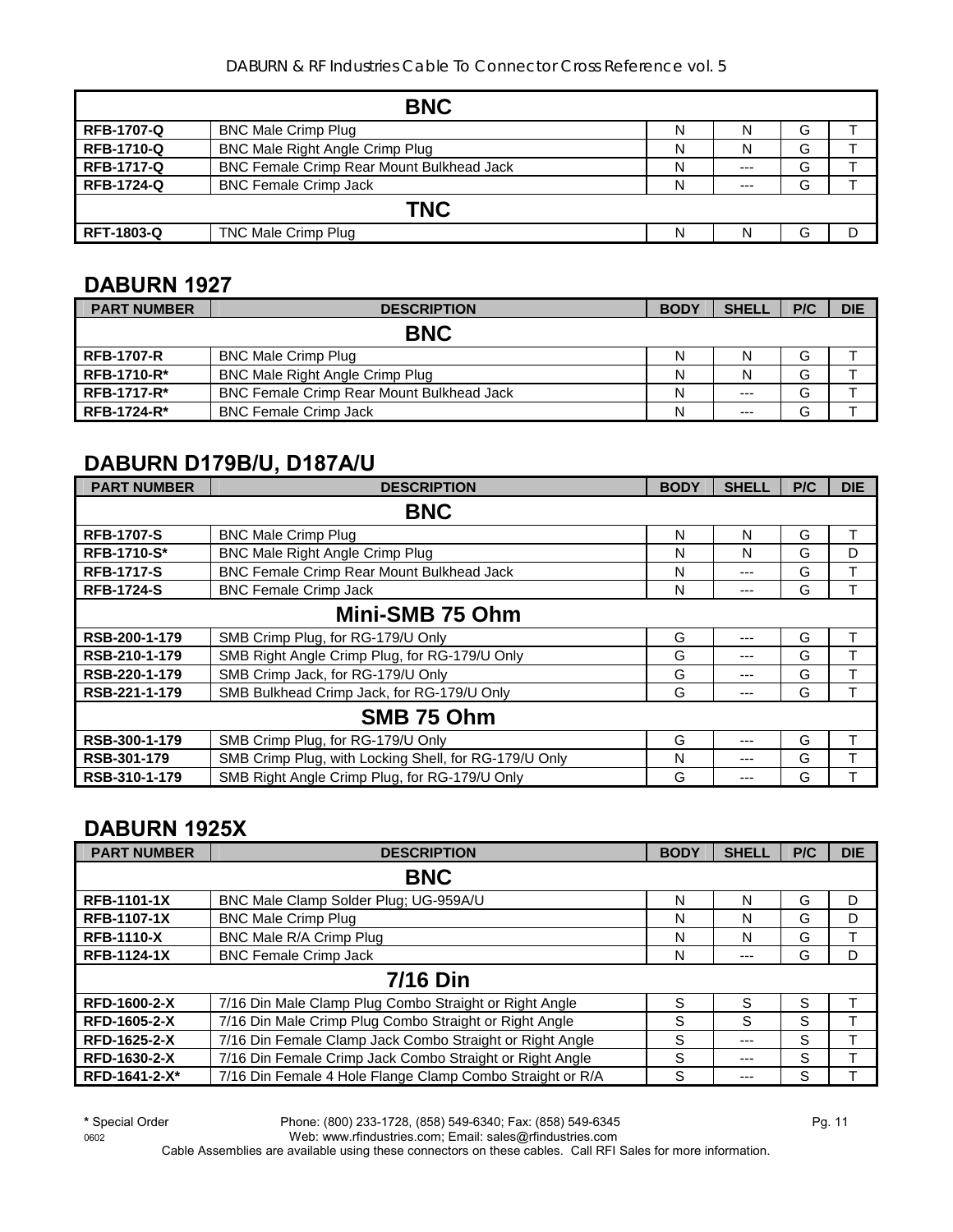| | | | | | |
|---|---|---|---|---|---|
| **BNC** | | | | | |
| **RFB-1707-Q** | BNC Male Crimp Plug | N | N | G | T |
| **RFB-1710-Q** | BNC Male Right Angle Crimp Plug | N | N | G | T |
| **RFB-1717-Q** | BNC Female Crimp Rear Mount Bulkhead Jack | N | --- | G | T |
| **RFB-1724-Q** | BNC Female Crimp Jack | N | --- | G | T |
| **TNC** | | | | | |
| **RFT-1803-Q** | TNC Male Crimp Plug | N | N | G | D |

## DABURN 1927

| PART NUMBER | DESCRIPTION | BODY | SHELL | P/C | DIE |
|---|---|---|---|---|---|
| **BNC** | | | | | |
| **RFB-1707-R** | BNC Male Crimp Plug | N | N | G | T |
| **RFB-1710-R*** | BNC Male Right Angle Crimp Plug | N | N | G | T |
| **RFB-1717-R*** | BNC Female Crimp Rear Mount Bulkhead Jack | N | --- | G | T |
| **RFB-1724-R*** | BNC Female Crimp Jack | N | --- | G | T |

## DABURN D179B/U, D187A/U

| PART NUMBER | DESCRIPTION | BODY | SHELL | P/C | DIE |
|---|---|---|---|---|---|
| **BNC** | | | | | |
| **RFB-1707-S** | BNC Male Crimp Plug | N | N | G | T |
| **RFB-1710-S*** | BNC Male Right Angle Crimp Plug | N | N | G | D |
| **RFB-1717-S** | BNC Female Crimp Rear Mount Bulkhead Jack | N | --- | G | T |
| **RFB-1724-S** | BNC Female Crimp Jack | N | --- | G | T |
| **Mini-SMB 75 Ohm** | | | | | |
| **RSB-200-1-179** | SMB Crimp Plug, for RG-179/U Only | G | --- | G | T |
| **RSB-210-1-179** | SMB Right Angle Crimp Plug, for RG-179/U Only | G | --- | G | T |
| **RSB-220-1-179** | SMB Crimp Jack, for RG-179/U Only | G | --- | G | T |
| **RSB-221-1-179** | SMB Bulkhead Crimp Jack, for RG-179/U Only | G | --- | G | T |
| **SMB 75 Ohm** | | | | | |
| **RSB-300-1-179** | SMB Crimp Plug, for RG-179/U Only | G | --- | G | T |
| **RSB-301-179** | SMB Crimp Plug, with Locking Shell, for RG-179/U Only | N | --- | G | T |
| **RSB-310-1-179** | SMB Right Angle Crimp Plug, for RG-179/U Only | G | --- | G | T |

## DABURN 1925X

| PART NUMBER | DESCRIPTION | BODY | SHELL | P/C | DIE |
|---|---|---|---|---|---|
| **BNC** | | | | | |
| **RFB-1101-1X** | BNC Male Clamp Solder Plug; UG-959A/U | N | N | G | D |
| **RFB-1107-1X** | BNC Male Crimp Plug | N | N | G | D |
| **RFB-1110-X** | BNC Male R/A Crimp Plug | N | N | G | T |
| **RFB-1124-1X** | BNC Female Crimp Jack | N | --- | G | D |
| **7/16 Din** | | | | | |
| **RFD-1600-2-X** | 7/16 Din Male Clamp Plug Combo Straight or Right Angle | S | S | S | T |
| **RFD-1605-2-X** | 7/16 Din Male Crimp Plug Combo Straight or Right Angle | S | S | S | T |
| **RFD-1625-2-X** | 7/16 Din Female Clamp Jack Combo Straight or Right Angle | S | --- | S | T |
| **RFD-1630-2-X** | 7/16 Din Female Crimp Jack Combo Straight or Right Angle | S | --- | S | T |
| **RFD-1641-2-X*** | 7/16 Din Female 4 Hole Flange Clamp Combo Straight or R/A | S | --- | S | T |

**\*** Special Order Phone: (800) 233-1728, (858) 549-6340; Fax: (858) 549-6345
0602 Web: www.rfindustries.com; Email: sales@rfindustries.com
Cable Assemblies are available using these connectors on these cables. Call RFI Sales for more information.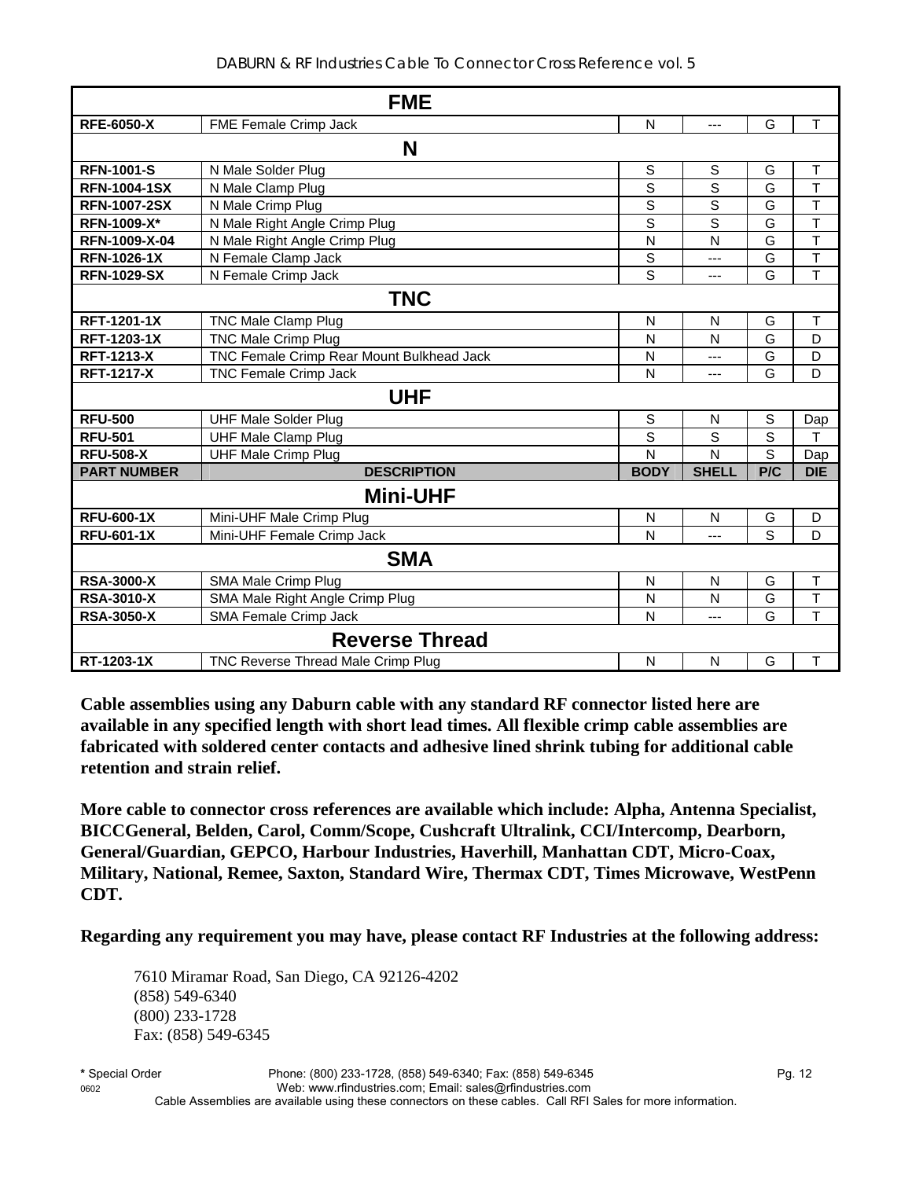| | | | | | |
|---|---|---|---|---|---|
| **FME** | | | | | |
| **RFE-6050-X** | FME Female Crimp Jack | N | --- | G | T |
| **N** | | | | | |
| **RFN-1001-S** | N Male Solder Plug | S | S | G | T |
| **RFN-1004-1SX** | N Male Clamp Plug | S | S | G | T |
| **RFN-1007-2SX** | N Male Crimp Plug | S | S | G | T |
| **RFN-1009-X*** | N Male Right Angle Crimp Plug | S | S | G | T |
| **RFN-1009-X-04** | N Male Right Angle Crimp Plug | N | N | G | T |
| **RFN-1026-1X** | N Female Clamp Jack | S | --- | G | T |
| **RFN-1029-SX** | N Female Crimp Jack | S | --- | G | T |
| **TNC** | | | | | |
| **RFT-1201-1X** | TNC Male Clamp Plug | N | N | G | T |
| **RFT-1203-1X** | TNC Male Crimp Plug | N | N | G | D |
| **RFT-1213-X** | TNC Female Crimp Rear Mount Bulkhead Jack | N | --- | G | D |
| **RFT-1217-X** | TNC Female Crimp Jack | N | --- | G | D |
| **UHF** | | | | | |
| **RFU-500** | UHF Male Solder Plug | S | N | S | Dap |
| **RFU-501** | UHF Male Clamp Plug | S | S | S | T |
| **RFU-508-X** | UHF Male Crimp Plug | N | N | S | Dap |
| **PART NUMBER** | **DESCRIPTION** | **BODY** | **SHELL** | **P/C** | **DIE** |
| **Mini-UHF** | | | | | |
| **RFU-600-1X** | Mini-UHF Male Crimp Plug | N | N | G | D |
| **RFU-601-1X** | Mini-UHF Female Crimp Jack | N | --- | S | D |
| **SMA** | | | | | |
| **RSA-3000-X** | SMA Male Crimp Plug | N | N | G | T |
| **RSA-3010-X** | SMA Male Right Angle Crimp Plug | N | N | G | T |
| **RSA-3050-X** | SMA Female Crimp Jack | N | --- | G | T |
| **Reverse Thread** | | | | | |
| **RT-1203-1X** | TNC Reverse Thread Male Crimp Plug | N | N | G | T |

**Cable assemblies using any Daburn cable with any standard RF connector listed here are available in any specified length with short lead times. All flexible crimp cable assemblies are fabricated with soldered center contacts and adhesive lined shrink tubing for additional cable retention and strain relief.**

**More cable to connector cross references are available which include: Alpha, Antenna Specialist, BICCGeneral, Belden, Carol, Comm/Scope, Cushcraft Ultralink, CCI/Intercomp, Dearborn, General/Guardian, GEPCO, Harbour Industries, Haverhill, Manhattan CDT, Micro-Coax, Military, National, Remee, Saxton, Standard Wire, Thermax CDT, Times Microwave, WestPenn CDT.**

**Regarding any requirement you may have, please contact RF Industries at the following address:**

7610 Miramar Road, San Diego, CA 92126-4202
(858) 549-6340
(800) 233-1728
Fax: (858) 549-6345

**\*** Special Order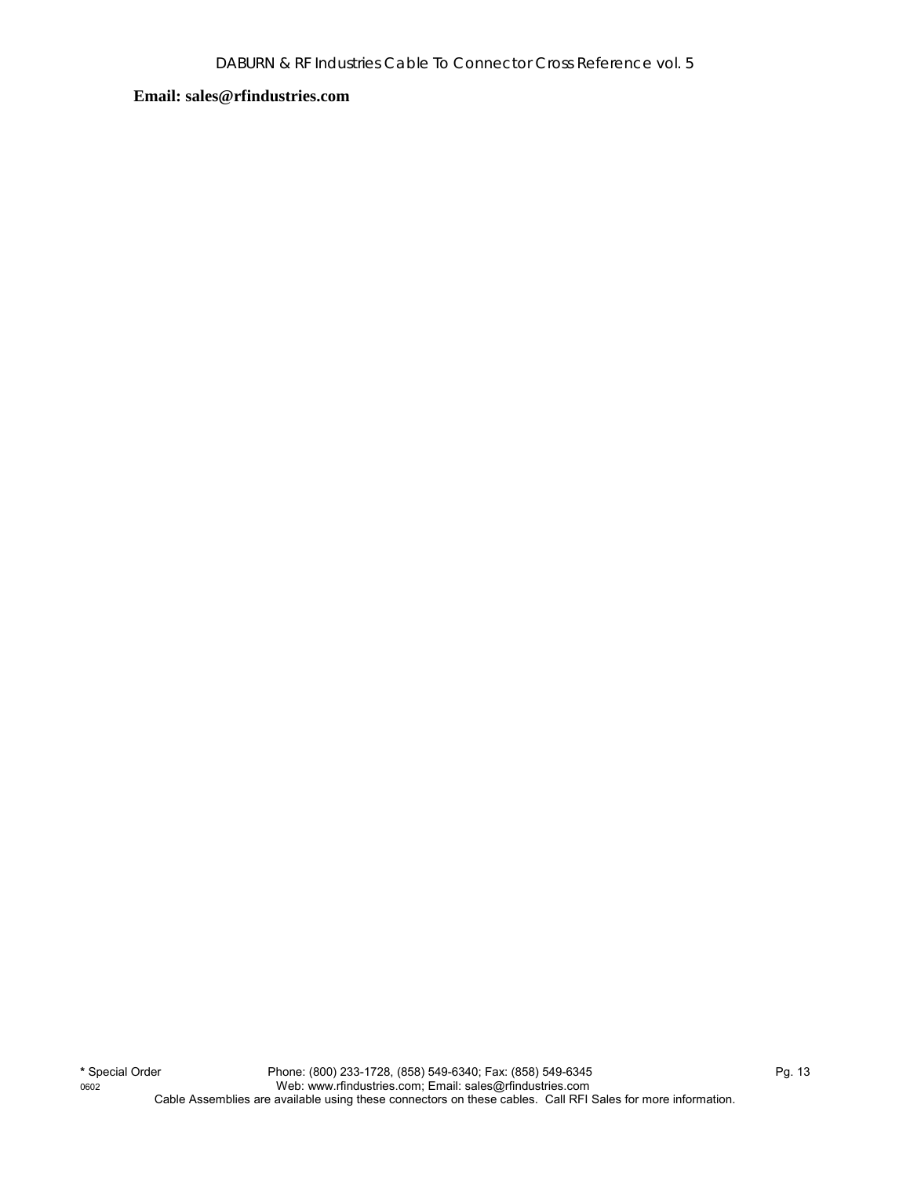**Email: sales@rfindustries.com**